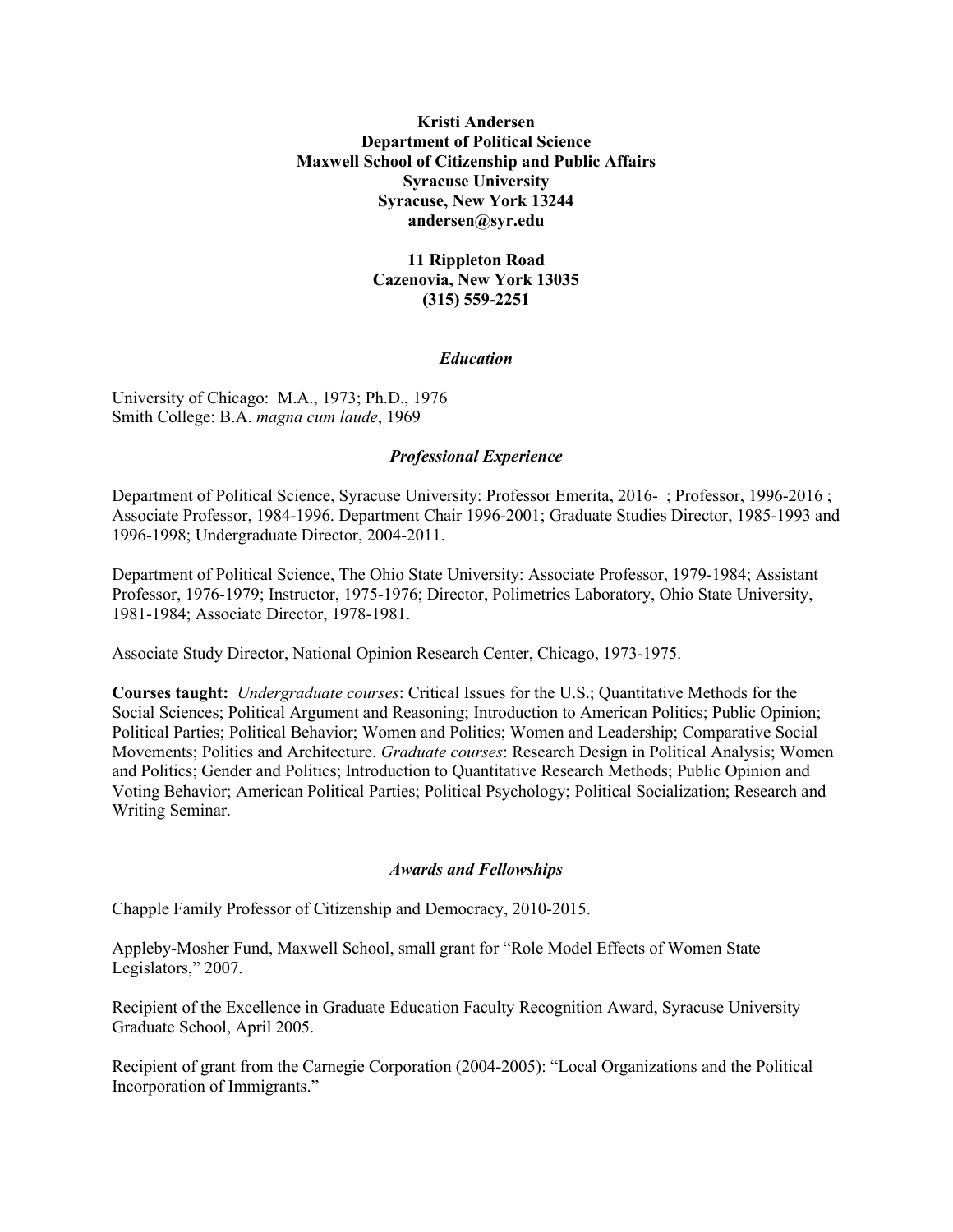**Kristi Andersen**
**Department of Political Science**
**Maxwell School of Citizenship and Public Affairs**
**Syracuse University**
**Syracuse, New York 13244**
**andersen@syr.edu**

**11 Rippleton Road**
**Cazenovia, New York 13035**
**(315) 559-2251**

## *Education*

University of Chicago: M.A., 1973; Ph.D., 1976
Smith College: B.A. *magna cum laude*, 1969

## *Professional Experience*

Department of Political Science, Syracuse University: Professor Emerita, 2016- ; Professor, 1996-2016 ; Associate Professor, 1984-1996. Department Chair 1996-2001; Graduate Studies Director, 1985-1993 and 1996-1998; Undergraduate Director, 2004-2011.

Department of Political Science, The Ohio State University: Associate Professor, 1979-1984; Assistant Professor, 1976-1979; Instructor, 1975-1976; Director, Polimetrics Laboratory, Ohio State University, 1981-1984; Associate Director, 1978-1981.

Associate Study Director, National Opinion Research Center, Chicago, 1973-1975.

**Courses taught:** *Undergraduate courses*: Critical Issues for the U.S.; Quantitative Methods for the Social Sciences; Political Argument and Reasoning; Introduction to American Politics; Public Opinion; Political Parties; Political Behavior; Women and Politics; Women and Leadership; Comparative Social Movements; Politics and Architecture. *Graduate courses*: Research Design in Political Analysis; Women and Politics; Gender and Politics; Introduction to Quantitative Research Methods; Public Opinion and Voting Behavior; American Political Parties; Political Psychology; Political Socialization; Research and Writing Seminar.

## *Awards and Fellowships*

Chapple Family Professor of Citizenship and Democracy, 2010-2015.

Appleby-Mosher Fund, Maxwell School, small grant for "Role Model Effects of Women State Legislators," 2007.

Recipient of the Excellence in Graduate Education Faculty Recognition Award, Syracuse University Graduate School, April 2005.

Recipient of grant from the Carnegie Corporation (2004-2005): "Local Organizations and the Political Incorporation of Immigrants."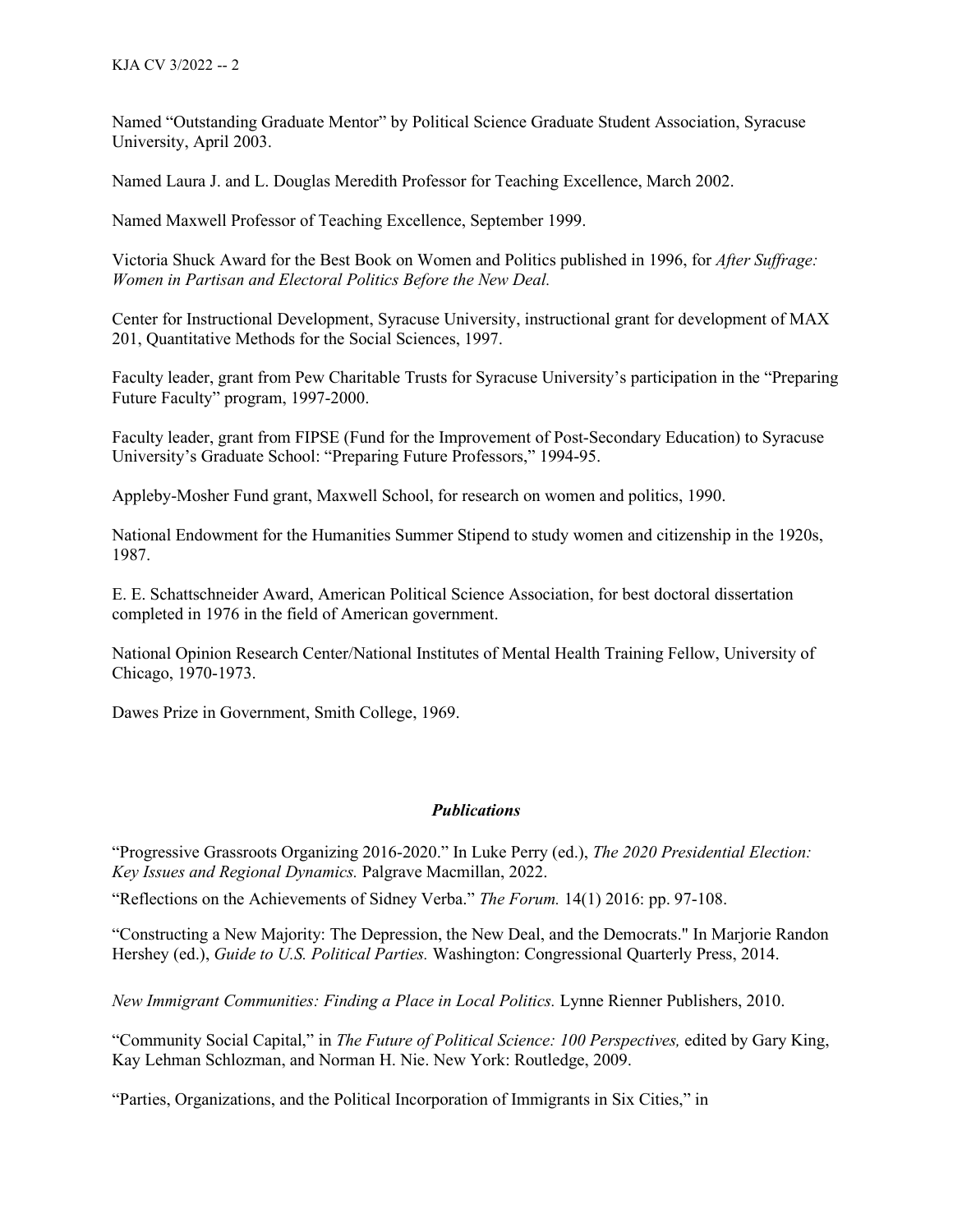Named "Outstanding Graduate Mentor" by Political Science Graduate Student Association, Syracuse University, April 2003.

Named Laura J. and L. Douglas Meredith Professor for Teaching Excellence, March 2002.

Named Maxwell Professor of Teaching Excellence, September 1999.

Victoria Shuck Award for the Best Book on Women and Politics published in 1996, for *After Suffrage: Women in Partisan and Electoral Politics Before the New Deal.*

Center for Instructional Development, Syracuse University, instructional grant for development of MAX 201, Quantitative Methods for the Social Sciences, 1997.

Faculty leader, grant from Pew Charitable Trusts for Syracuse University's participation in the "Preparing Future Faculty" program, 1997-2000.

Faculty leader, grant from FIPSE (Fund for the Improvement of Post-Secondary Education) to Syracuse University's Graduate School: "Preparing Future Professors," 1994-95.

Appleby-Mosher Fund grant, Maxwell School, for research on women and politics, 1990.

National Endowment for the Humanities Summer Stipend to study women and citizenship in the 1920s, 1987.

E. E. Schattschneider Award, American Political Science Association, for best doctoral dissertation completed in 1976 in the field of American government.

National Opinion Research Center/National Institutes of Mental Health Training Fellow, University of Chicago, 1970-1973.

Dawes Prize in Government, Smith College, 1969.

## *Publications*

"Progressive Grassroots Organizing 2016-2020." In Luke Perry (ed.), *The 2020 Presidential Election: Key Issues and Regional Dynamics.* Palgrave Macmillan, 2022.

"Reflections on the Achievements of Sidney Verba." *The Forum.* 14(1) 2016: pp. 97-108.

"Constructing a New Majority: The Depression, the New Deal, and the Democrats." In Marjorie Randon Hershey (ed.), *Guide to U.S. Political Parties.* Washington: Congressional Quarterly Press, 2014.

*New Immigrant Communities: Finding a Place in Local Politics.* Lynne Rienner Publishers, 2010.

"Community Social Capital," in *The Future of Political Science: 100 Perspectives,* edited by Gary King, Kay Lehman Schlozman, and Norman H. Nie. New York: Routledge, 2009.

"Parties, Organizations, and the Political Incorporation of Immigrants in Six Cities," in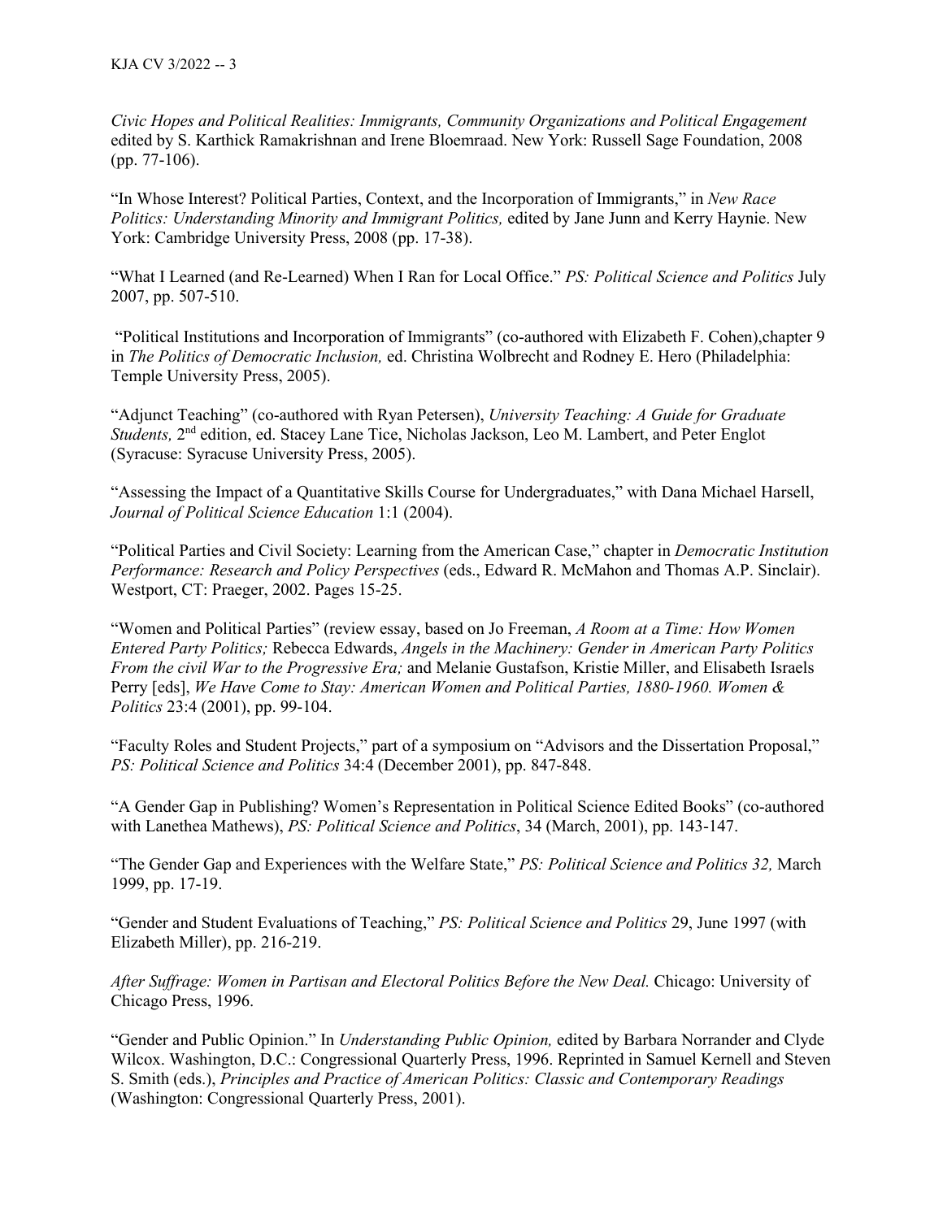*Civic Hopes and Political Realities: Immigrants, Community Organizations and Political Engagement* edited by S. Karthick Ramakrishnan and Irene Bloemraad. New York: Russell Sage Foundation, 2008 (pp. 77-106).

"In Whose Interest? Political Parties, Context, and the Incorporation of Immigrants," in *New Race Politics: Understanding Minority and Immigrant Politics,* edited by Jane Junn and Kerry Haynie. New York: Cambridge University Press, 2008 (pp. 17-38).

"What I Learned (and Re-Learned) When I Ran for Local Office." *PS: Political Science and Politics* July 2007, pp. 507-510.

"Political Institutions and Incorporation of Immigrants" (co-authored with Elizabeth F. Cohen),chapter 9 in *The Politics of Democratic Inclusion,* ed. Christina Wolbrecht and Rodney E. Hero (Philadelphia: Temple University Press, 2005).

"Adjunct Teaching" (co-authored with Ryan Petersen), *University Teaching: A Guide for Graduate Students,* 2nd edition, ed. Stacey Lane Tice, Nicholas Jackson, Leo M. Lambert, and Peter Englot (Syracuse: Syracuse University Press, 2005).

"Assessing the Impact of a Quantitative Skills Course for Undergraduates," with Dana Michael Harsell, *Journal of Political Science Education* 1:1 (2004).

"Political Parties and Civil Society: Learning from the American Case," chapter in *Democratic Institution Performance: Research and Policy Perspectives* (eds., Edward R. McMahon and Thomas A.P. Sinclair). Westport, CT: Praeger, 2002. Pages 15-25.

"Women and Political Parties" (review essay, based on Jo Freeman, *A Room at a Time: How Women Entered Party Politics;* Rebecca Edwards, *Angels in the Machinery: Gender in American Party Politics From the civil War to the Progressive Era;* and Melanie Gustafson, Kristie Miller, and Elisabeth Israels Perry [eds], *We Have Come to Stay: American Women and Political Parties, 1880-1960. Women & Politics* 23:4 (2001), pp. 99-104.

"Faculty Roles and Student Projects," part of a symposium on "Advisors and the Dissertation Proposal," *PS: Political Science and Politics* 34:4 (December 2001), pp. 847-848.

"A Gender Gap in Publishing? Women's Representation in Political Science Edited Books" (co-authored with Lanethea Mathews), *PS: Political Science and Politics*, 34 (March, 2001), pp. 143-147.

"The Gender Gap and Experiences with the Welfare State," *PS: Political Science and Politics 32,* March 1999, pp. 17-19.

"Gender and Student Evaluations of Teaching," *PS: Political Science and Politics* 29, June 1997 (with Elizabeth Miller), pp. 216-219.

*After Suffrage: Women in Partisan and Electoral Politics Before the New Deal.* Chicago: University of Chicago Press, 1996.

"Gender and Public Opinion." In *Understanding Public Opinion,* edited by Barbara Norrander and Clyde Wilcox. Washington, D.C.: Congressional Quarterly Press, 1996. Reprinted in Samuel Kernell and Steven S. Smith (eds.), *Principles and Practice of American Politics: Classic and Contemporary Readings* (Washington: Congressional Quarterly Press, 2001).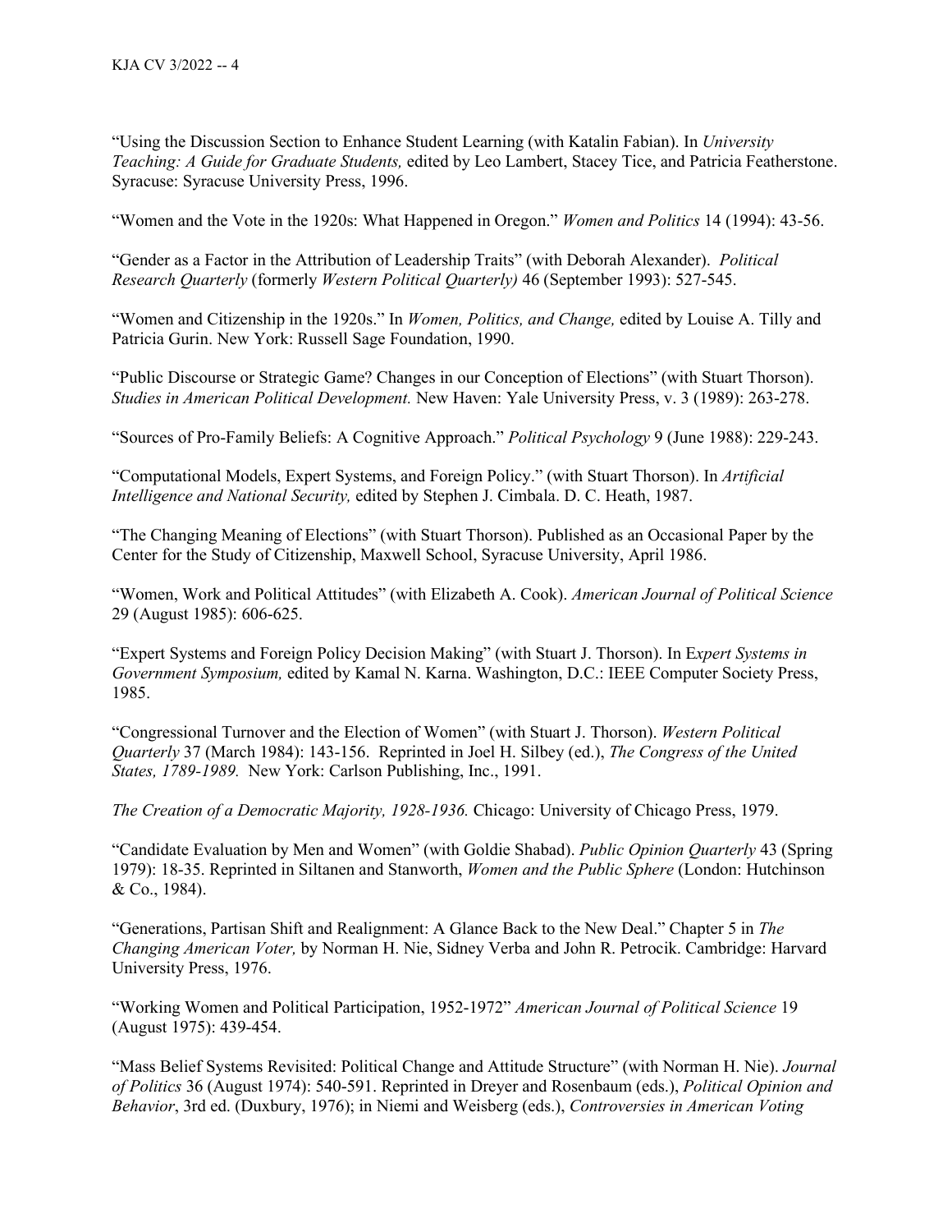"Using the Discussion Section to Enhance Student Learning (with Katalin Fabian). In *University Teaching: A Guide for Graduate Students,* edited by Leo Lambert, Stacey Tice, and Patricia Featherstone. Syracuse: Syracuse University Press, 1996.

"Women and the Vote in the 1920s: What Happened in Oregon." *Women and Politics* 14 (1994): 43-56.

"Gender as a Factor in the Attribution of Leadership Traits" (with Deborah Alexander). *Political Research Quarterly* (formerly *Western Political Quarterly)* 46 (September 1993): 527-545.

"Women and Citizenship in the 1920s." In *Women, Politics, and Change,* edited by Louise A. Tilly and Patricia Gurin. New York: Russell Sage Foundation, 1990.

"Public Discourse or Strategic Game? Changes in our Conception of Elections" (with Stuart Thorson). *Studies in American Political Development.* New Haven: Yale University Press, v. 3 (1989): 263-278.

"Sources of Pro-Family Beliefs: A Cognitive Approach." *Political Psychology* 9 (June 1988): 229-243.

"Computational Models, Expert Systems, and Foreign Policy." (with Stuart Thorson). In *Artificial Intelligence and National Security,* edited by Stephen J. Cimbala. D. C. Heath, 1987.

"The Changing Meaning of Elections" (with Stuart Thorson). Published as an Occasional Paper by the Center for the Study of Citizenship, Maxwell School, Syracuse University, April 1986.

"Women, Work and Political Attitudes" (with Elizabeth A. Cook). *American Journal of Political Science* 29 (August 1985): 606-625.

"Expert Systems and Foreign Policy Decision Making" (with Stuart J. Thorson). In E*xpert Systems in Government Symposium,* edited by Kamal N. Karna. Washington, D.C.: IEEE Computer Society Press, 1985.

"Congressional Turnover and the Election of Women" (with Stuart J. Thorson). *Western Political Quarterly* 37 (March 1984): 143-156. Reprinted in Joel H. Silbey (ed.), *The Congress of the United States, 1789-1989.* New York: Carlson Publishing, Inc., 1991.

*The Creation of a Democratic Majority, 1928-1936.* Chicago: University of Chicago Press, 1979.

"Candidate Evaluation by Men and Women" (with Goldie Shabad). *Public Opinion Quarterly* 43 (Spring 1979): 18-35. Reprinted in Siltanen and Stanworth, *Women and the Public Sphere* (London: Hutchinson & Co., 1984).

"Generations, Partisan Shift and Realignment: A Glance Back to the New Deal." Chapter 5 in *The Changing American Voter,* by Norman H. Nie, Sidney Verba and John R. Petrocik. Cambridge: Harvard University Press, 1976.

"Working Women and Political Participation, 1952-1972" *American Journal of Political Science* 19 (August 1975): 439-454.

"Mass Belief Systems Revisited: Political Change and Attitude Structure" (with Norman H. Nie). *Journal of Politics* 36 (August 1974): 540-591. Reprinted in Dreyer and Rosenbaum (eds.), *Political Opinion and Behavior*, 3rd ed. (Duxbury, 1976); in Niemi and Weisberg (eds.), *Controversies in American Voting*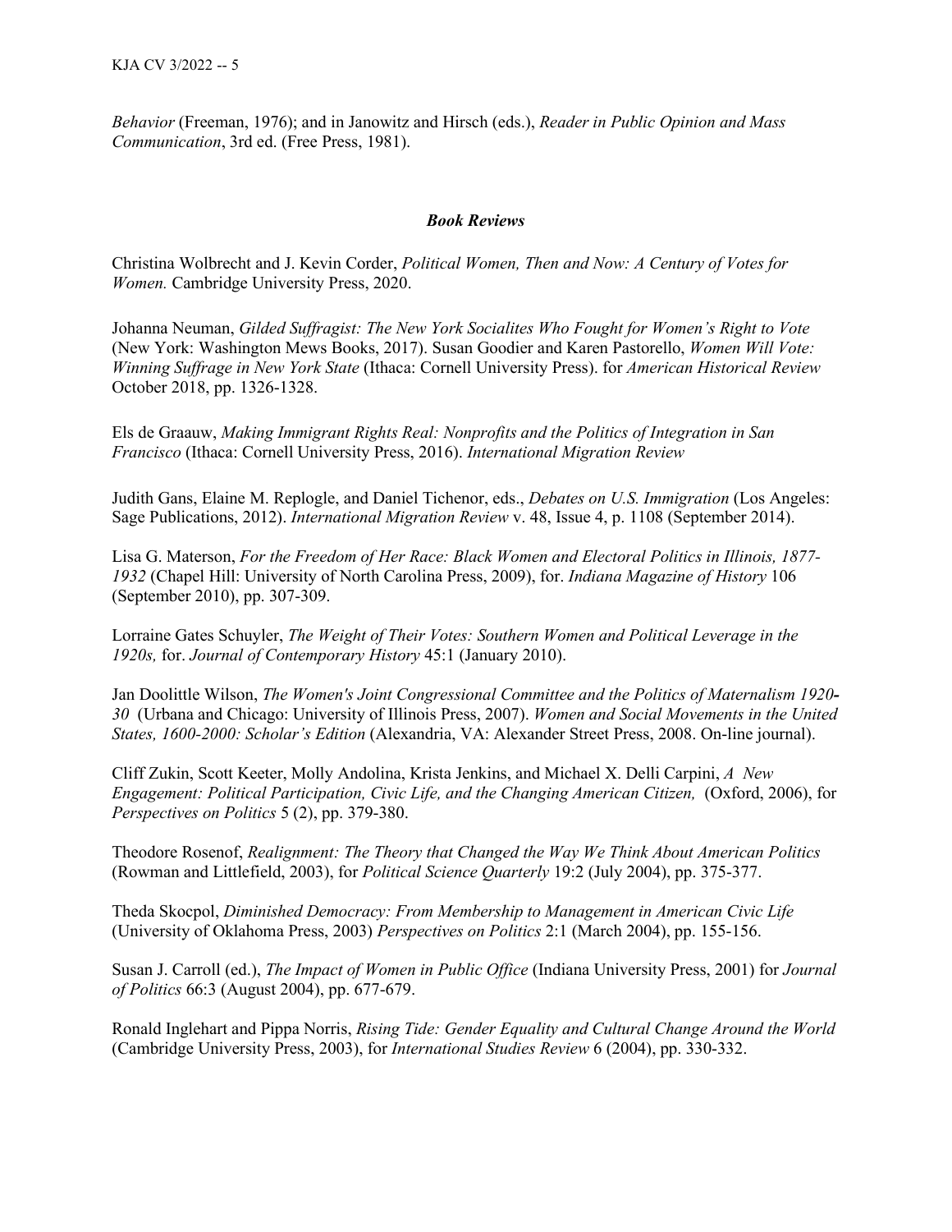*Behavior* (Freeman, 1976); and in Janowitz and Hirsch (eds.), *Reader in Public Opinion and Mass Communication*, 3rd ed. (Free Press, 1981).

### *Book Reviews*

Christina Wolbrecht and J. Kevin Corder, *Political Women, Then and Now: A Century of Votes for Women.* Cambridge University Press, 2020.

Johanna Neuman, *Gilded Suffragist: The New York Socialites Who Fought for Women's Right to Vote* (New York: Washington Mews Books, 2017). Susan Goodier and Karen Pastorello, *Women Will Vote: Winning Suffrage in New York State* (Ithaca: Cornell University Press). for *American Historical Review* October 2018, pp. 1326-1328.

Els de Graauw, *Making Immigrant Rights Real: Nonprofits and the Politics of Integration in San Francisco* (Ithaca: Cornell University Press, 2016). *International Migration Review*

Judith Gans, Elaine M. Replogle, and Daniel Tichenor, eds., *Debates on U.S. Immigration* (Los Angeles: Sage Publications, 2012). *International Migration Review* v. 48, Issue 4, p. 1108 (September 2014).

Lisa G. Materson, *For the Freedom of Her Race: Black Women and Electoral Politics in Illinois, 1877-1932* (Chapel Hill: University of North Carolina Press, 2009), for. *Indiana Magazine of History* 106 (September 2010), pp. 307-309.

Lorraine Gates Schuyler, *The Weight of Their Votes: Southern Women and Political Leverage in the 1920s,* for. *Journal of Contemporary History* 45:1 (January 2010).

Jan Doolittle Wilson, *The Women's Joint Congressional Committee and the Politics of Maternalism 1920-30* (Urbana and Chicago: University of Illinois Press, 2007). *Women and Social Movements in the United States, 1600-2000: Scholar's Edition* (Alexandria, VA: Alexander Street Press, 2008. On-line journal).

Cliff Zukin, Scott Keeter, Molly Andolina, Krista Jenkins, and Michael X. Delli Carpini, *A New Engagement: Political Participation, Civic Life, and the Changing American Citizen,* (Oxford, 2006), for *Perspectives on Politics* 5 (2), pp. 379-380.

Theodore Rosenof, *Realignment: The Theory that Changed the Way We Think About American Politics* (Rowman and Littlefield, 2003), for *Political Science Quarterly* 19:2 (July 2004), pp. 375-377.

Theda Skocpol, *Diminished Democracy: From Membership to Management in American Civic Life* (University of Oklahoma Press, 2003) *Perspectives on Politics* 2:1 (March 2004), pp. 155-156.

Susan J. Carroll (ed.), *The Impact of Women in Public Office* (Indiana University Press, 2001) for *Journal of Politics* 66:3 (August 2004), pp. 677-679.

Ronald Inglehart and Pippa Norris, *Rising Tide: Gender Equality and Cultural Change Around the World* (Cambridge University Press, 2003), for *International Studies Review* 6 (2004), pp. 330-332.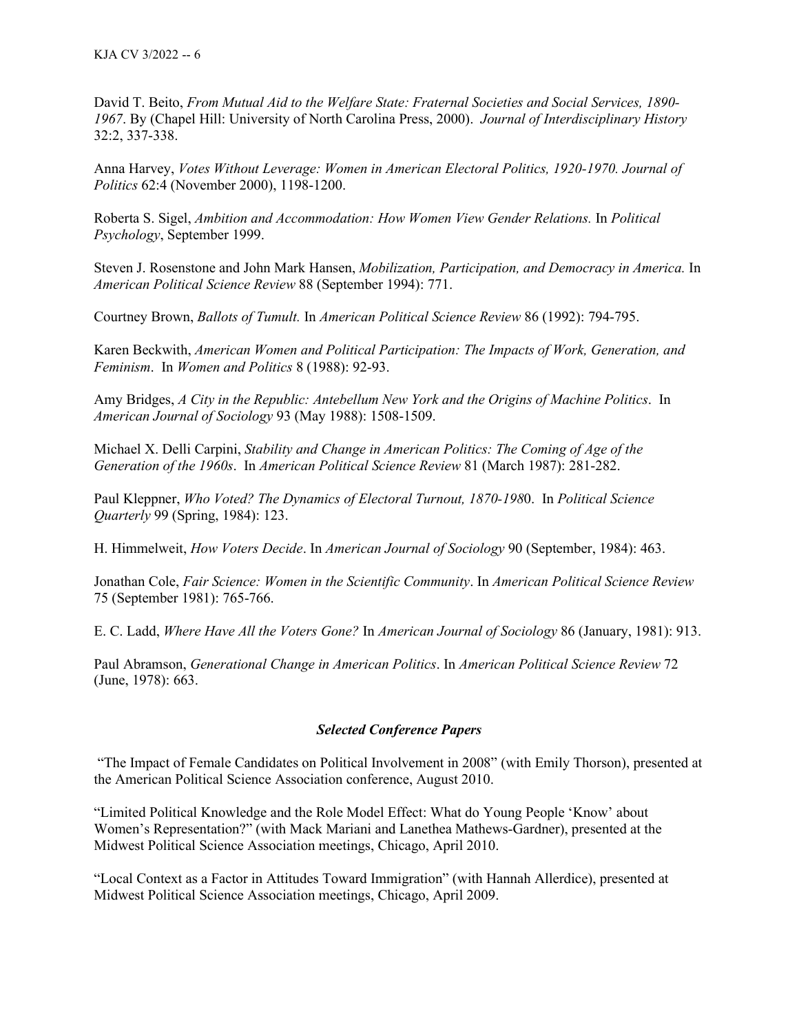David T. Beito, *From Mutual Aid to the Welfare State: Fraternal Societies and Social Services, 1890-1967*. By (Chapel Hill: University of North Carolina Press, 2000). *Journal of Interdisciplinary History* 32:2, 337-338.

Anna Harvey, *Votes Without Leverage: Women in American Electoral Politics, 1920-1970. Journal of Politics* 62:4 (November 2000), 1198-1200.

Roberta S. Sigel, *Ambition and Accommodation: How Women View Gender Relations.* In *Political Psychology*, September 1999.

Steven J. Rosenstone and John Mark Hansen, *Mobilization, Participation, and Democracy in America.* In *American Political Science Review* 88 (September 1994): 771.

Courtney Brown, *Ballots of Tumult.* In *American Political Science Review* 86 (1992): 794-795.

Karen Beckwith, *American Women and Political Participation: The Impacts of Work, Generation, and Feminism*. In *Women and Politics* 8 (1988): 92-93.

Amy Bridges, *A City in the Republic: Antebellum New York and the Origins of Machine Politics*. In *American Journal of Sociology* 93 (May 1988): 1508-1509.

Michael X. Delli Carpini, *Stability and Change in American Politics: The Coming of Age of the Generation of the 1960s*. In *American Political Science Review* 81 (March 1987): 281-282.

Paul Kleppner, *Who Voted? The Dynamics of Electoral Turnout, 1870-198*0. In *Political Science Quarterly* 99 (Spring, 1984): 123.

H. Himmelweit, *How Voters Decide*. In *American Journal of Sociology* 90 (September, 1984): 463.

Jonathan Cole, *Fair Science: Women in the Scientific Community*. In *American Political Science Review* 75 (September 1981): 765-766.

E. C. Ladd, *Where Have All the Voters Gone?* In *American Journal of Sociology* 86 (January, 1981): 913.

Paul Abramson, *Generational Change in American Politics*. In *American Political Science Review* 72 (June, 1978): 663.

### *Selected Conference Papers*

"The Impact of Female Candidates on Political Involvement in 2008" (with Emily Thorson), presented at the American Political Science Association conference, August 2010.

"Limited Political Knowledge and the Role Model Effect: What do Young People 'Know' about Women's Representation?" (with Mack Mariani and Lanethea Mathews-Gardner), presented at the Midwest Political Science Association meetings, Chicago, April 2010.

"Local Context as a Factor in Attitudes Toward Immigration" (with Hannah Allerdice), presented at Midwest Political Science Association meetings, Chicago, April 2009.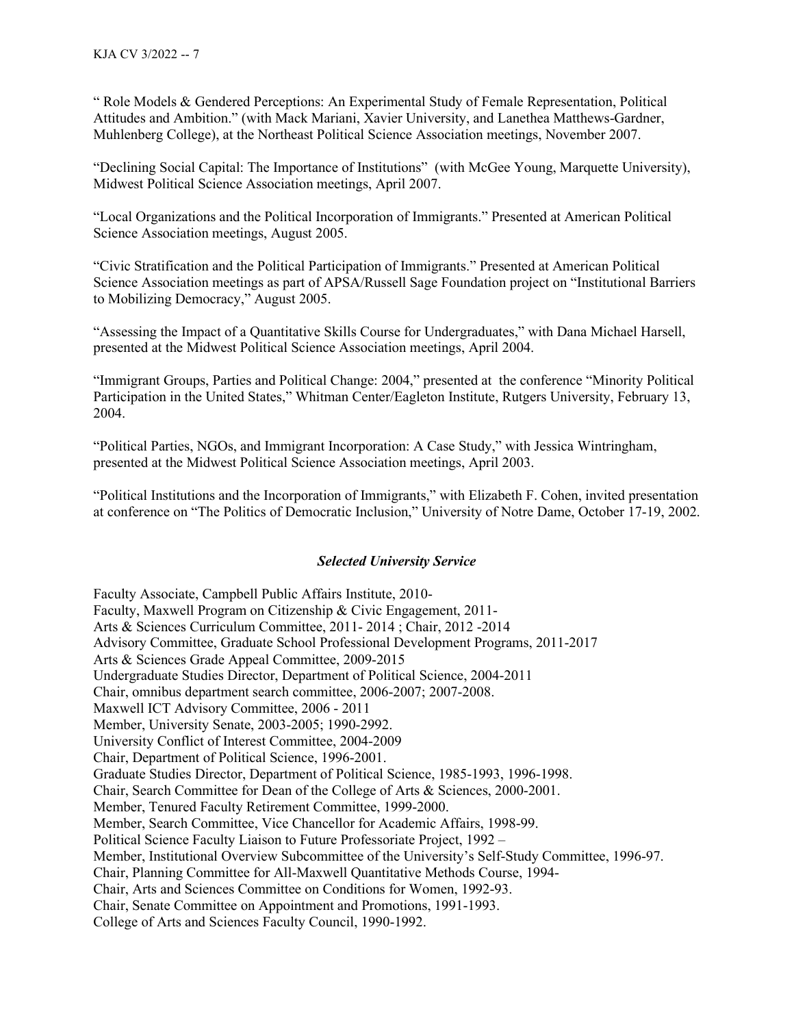" Role Models & Gendered Perceptions: An Experimental Study of Female Representation, Political Attitudes and Ambition." (with Mack Mariani, Xavier University, and Lanethea Matthews-Gardner, Muhlenberg College), at the Northeast Political Science Association meetings, November 2007.

"Declining Social Capital: The Importance of Institutions" (with McGee Young, Marquette University), Midwest Political Science Association meetings, April 2007.

"Local Organizations and the Political Incorporation of Immigrants." Presented at American Political Science Association meetings, August 2005.

"Civic Stratification and the Political Participation of Immigrants." Presented at American Political Science Association meetings as part of APSA/Russell Sage Foundation project on "Institutional Barriers to Mobilizing Democracy," August 2005.

"Assessing the Impact of a Quantitative Skills Course for Undergraduates," with Dana Michael Harsell, presented at the Midwest Political Science Association meetings, April 2004.

"Immigrant Groups, Parties and Political Change: 2004," presented at the conference "Minority Political Participation in the United States," Whitman Center/Eagleton Institute, Rutgers University, February 13, 2004.

"Political Parties, NGOs, and Immigrant Incorporation: A Case Study," with Jessica Wintringham, presented at the Midwest Political Science Association meetings, April 2003.

"Political Institutions and the Incorporation of Immigrants," with Elizabeth F. Cohen, invited presentation at conference on "The Politics of Democratic Inclusion," University of Notre Dame, October 17-19, 2002.

### *Selected University Service*

Faculty Associate, Campbell Public Affairs Institute, 2010-
Faculty, Maxwell Program on Citizenship & Civic Engagement, 2011-
Arts & Sciences Curriculum Committee, 2011- 2014 ; Chair, 2012 -2014
Advisory Committee, Graduate School Professional Development Programs, 2011-2017
Arts & Sciences Grade Appeal Committee, 2009-2015
Undergraduate Studies Director, Department of Political Science, 2004-2011
Chair, omnibus department search committee, 2006-2007; 2007-2008.
Maxwell ICT Advisory Committee, 2006 - 2011
Member, University Senate, 2003-2005; 1990-2992.
University Conflict of Interest Committee, 2004-2009
Chair, Department of Political Science, 1996-2001.
Graduate Studies Director, Department of Political Science, 1985-1993, 1996-1998.
Chair, Search Committee for Dean of the College of Arts & Sciences, 2000-2001.
Member, Tenured Faculty Retirement Committee, 1999-2000.
Member, Search Committee, Vice Chancellor for Academic Affairs, 1998-99.
Political Science Faculty Liaison to Future Professoriate Project, 1992 –
Member, Institutional Overview Subcommittee of the University's Self-Study Committee, 1996-97.
Chair, Planning Committee for All-Maxwell Quantitative Methods Course, 1994-
Chair, Arts and Sciences Committee on Conditions for Women, 1992-93.
Chair, Senate Committee on Appointment and Promotions, 1991-1993.
College of Arts and Sciences Faculty Council, 1990-1992.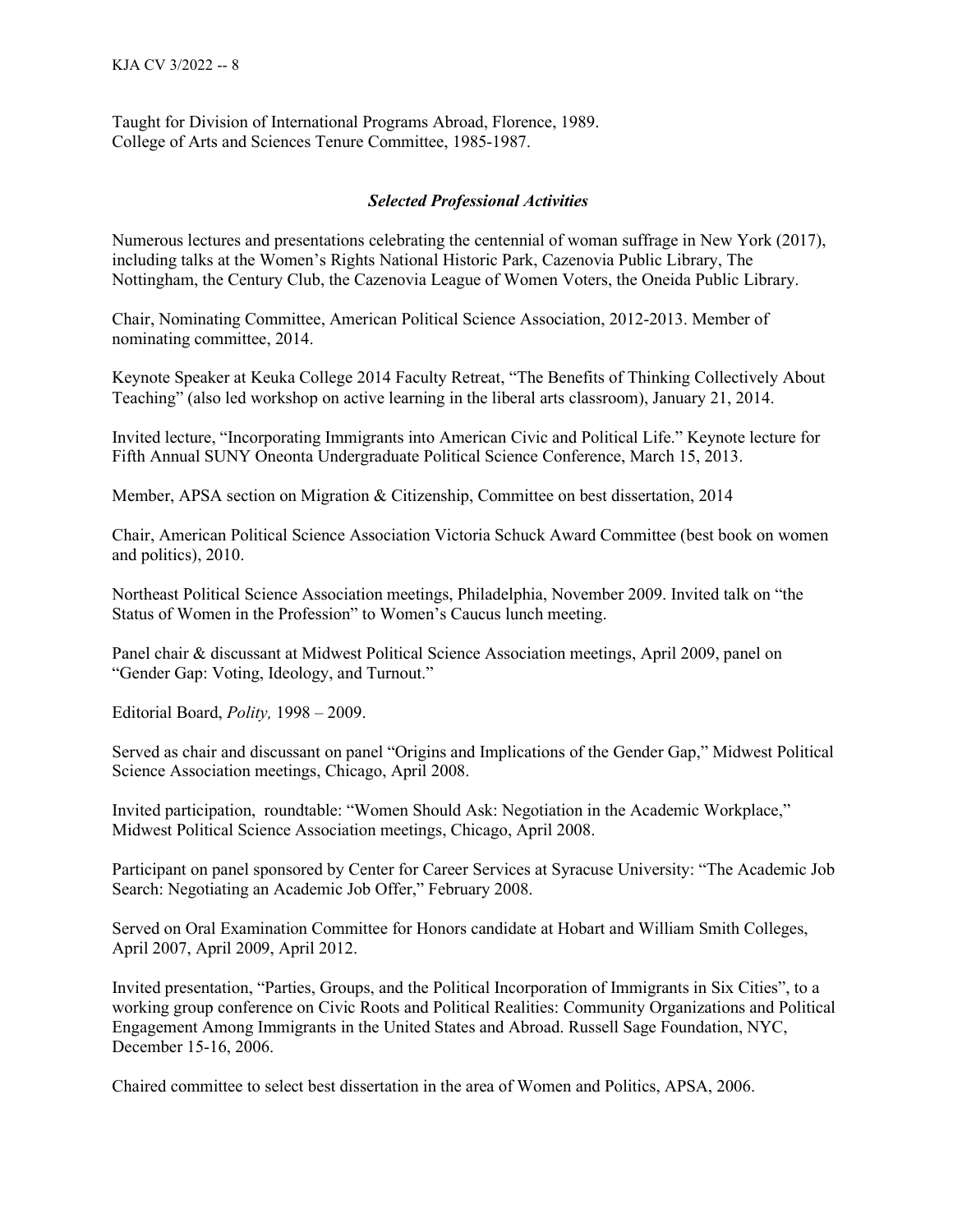Taught for Division of International Programs Abroad, Florence, 1989.
College of Arts and Sciences Tenure Committee, 1985-1987.

### *Selected Professional Activities*

Numerous lectures and presentations celebrating the centennial of woman suffrage in New York (2017), including talks at the Women's Rights National Historic Park, Cazenovia Public Library, The Nottingham, the Century Club, the Cazenovia League of Women Voters, the Oneida Public Library.

Chair, Nominating Committee, American Political Science Association, 2012-2013. Member of nominating committee, 2014.

Keynote Speaker at Keuka College 2014 Faculty Retreat, "The Benefits of Thinking Collectively About Teaching" (also led workshop on active learning in the liberal arts classroom), January 21, 2014.

Invited lecture, "Incorporating Immigrants into American Civic and Political Life." Keynote lecture for Fifth Annual SUNY Oneonta Undergraduate Political Science Conference, March 15, 2013.

Member, APSA section on Migration & Citizenship, Committee on best dissertation, 2014

Chair, American Political Science Association Victoria Schuck Award Committee (best book on women and politics), 2010.

Northeast Political Science Association meetings, Philadelphia, November 2009. Invited talk on "the Status of Women in the Profession" to Women's Caucus lunch meeting.

Panel chair & discussant at Midwest Political Science Association meetings, April 2009, panel on "Gender Gap: Voting, Ideology, and Turnout."

Editorial Board, *Polity,* 1998 – 2009.

Served as chair and discussant on panel "Origins and Implications of the Gender Gap," Midwest Political Science Association meetings, Chicago, April 2008.

Invited participation, roundtable: "Women Should Ask: Negotiation in the Academic Workplace," Midwest Political Science Association meetings, Chicago, April 2008.

Participant on panel sponsored by Center for Career Services at Syracuse University: "The Academic Job Search: Negotiating an Academic Job Offer," February 2008.

Served on Oral Examination Committee for Honors candidate at Hobart and William Smith Colleges, April 2007, April 2009, April 2012.

Invited presentation, "Parties, Groups, and the Political Incorporation of Immigrants in Six Cities", to a working group conference on Civic Roots and Political Realities: Community Organizations and Political Engagement Among Immigrants in the United States and Abroad. Russell Sage Foundation, NYC, December 15-16, 2006.

Chaired committee to select best dissertation in the area of Women and Politics, APSA, 2006.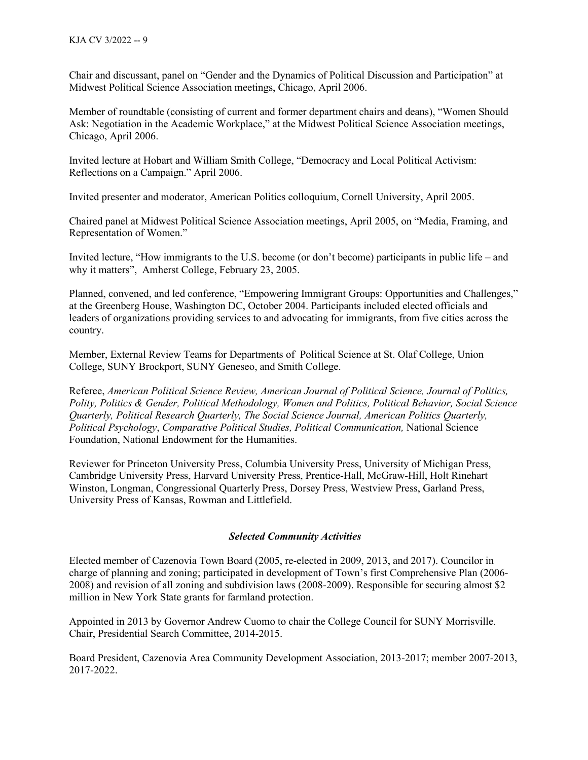Chair and discussant, panel on "Gender and the Dynamics of Political Discussion and Participation" at Midwest Political Science Association meetings, Chicago, April 2006.

Member of roundtable (consisting of current and former department chairs and deans), "Women Should Ask: Negotiation in the Academic Workplace," at the Midwest Political Science Association meetings, Chicago, April 2006.

Invited lecture at Hobart and William Smith College, "Democracy and Local Political Activism: Reflections on a Campaign." April 2006.

Invited presenter and moderator, American Politics colloquium, Cornell University, April 2005.

Chaired panel at Midwest Political Science Association meetings, April 2005, on "Media, Framing, and Representation of Women."

Invited lecture, "How immigrants to the U.S. become (or don't become) participants in public life – and why it matters", Amherst College, February 23, 2005.

Planned, convened, and led conference, "Empowering Immigrant Groups: Opportunities and Challenges," at the Greenberg House, Washington DC, October 2004. Participants included elected officials and leaders of organizations providing services to and advocating for immigrants, from five cities across the country.

Member, External Review Teams for Departments of Political Science at St. Olaf College, Union College, SUNY Brockport, SUNY Geneseo, and Smith College.

Referee, *American Political Science Review, American Journal of Political Science, Journal of Politics, Polity, Politics & Gender, Political Methodology, Women and Politics, Political Behavior, Social Science Quarterly, Political Research Quarterly, The Social Science Journal, American Politics Quarterly, Political Psychology*, *Comparative Political Studies, Political Communication,* National Science Foundation, National Endowment for the Humanities.

Reviewer for Princeton University Press, Columbia University Press, University of Michigan Press, Cambridge University Press, Harvard University Press, Prentice-Hall, McGraw-Hill, Holt Rinehart Winston, Longman, Congressional Quarterly Press, Dorsey Press, Westview Press, Garland Press, University Press of Kansas, Rowman and Littlefield.

### ***Selected Community Activities***

Elected member of Cazenovia Town Board (2005, re-elected in 2009, 2013, and 2017). Councilor in charge of planning and zoning; participated in development of Town's first Comprehensive Plan (2006-2008) and revision of all zoning and subdivision laws (2008-2009). Responsible for securing almost $2 million in New York State grants for farmland protection.

Appointed in 2013 by Governor Andrew Cuomo to chair the College Council for SUNY Morrisville. Chair, Presidential Search Committee, 2014-2015.

Board President, Cazenovia Area Community Development Association, 2013-2017; member 2007-2013, 2017-2022.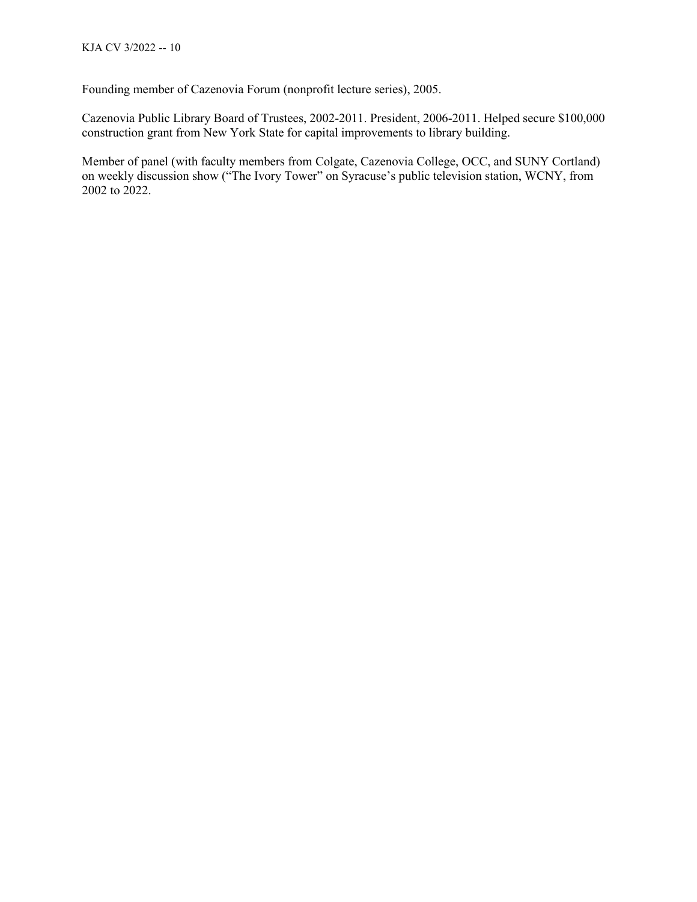Founding member of Cazenovia Forum (nonprofit lecture series), 2005.

Cazenovia Public Library Board of Trustees, 2002-2011. President, 2006-2011. Helped secure $100,000 construction grant from New York State for capital improvements to library building.

Member of panel (with faculty members from Colgate, Cazenovia College, OCC, and SUNY Cortland) on weekly discussion show ("The Ivory Tower" on Syracuse's public television station, WCNY, from 2002 to 2022.